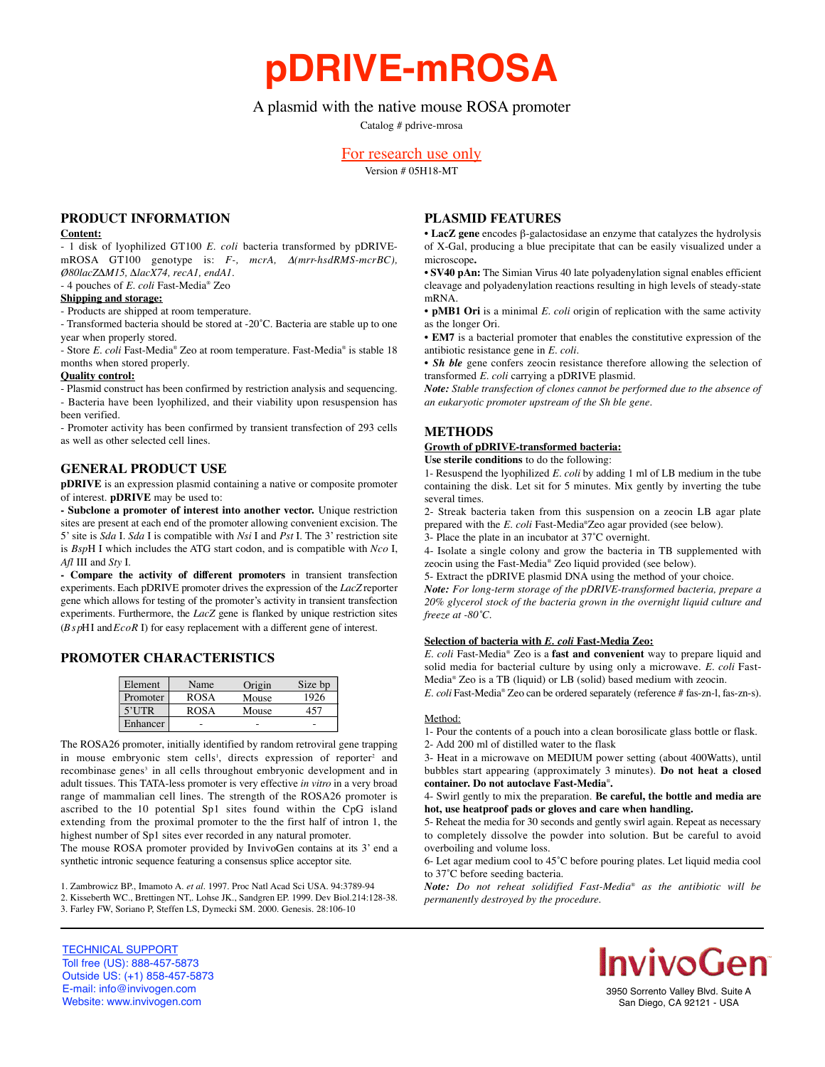# pDRIVE-mROSA

A plasmid with the native mouse ROSA promoter

Catalog # pdrive-mrosa

For research use only

Version # 05H18-MT

## PRODUCT INFORMATION

**Content:**

- 1 disk of lyophilized GT100 *E. coli* bacteria transformed by pDRIVE-mROSA GT100 genotype is: *F-, mcrA, Δ(mrr-hsdRMS-mcrBC), Ø80lacZΔM15, ΔlacX74, recA1, endA1*.
- 4 pouches of *E. coli* Fast-Media® Zeo

**Shipping and storage:**

- Products are shipped at room temperature.
- Transformed bacteria should be stored at -20˚C. Bacteria are stable up to one year when properly stored.
- Store *E. coli* Fast-Media® Zeo at room temperature. Fast-Media® is stable 18 months when stored properly.

**Quality control:**

- Plasmid construct has been confirmed by restriction analysis and sequencing.
- Bacteria have been lyophilized, and their viability upon resuspension has been verified.
- Promoter activity has been confirmed by transient transfection of 293 cells as well as other selected cell lines.

## GENERAL PRODUCT USE

**pDRIVE** is an expression plasmid containing a native or composite promoter of interest. **pDRIVE** may be used to:

**- Subclone a promoter of interest into another vector.** Unique restriction sites are present at each end of the promoter allowing convenient excision. The 5' site is *Sda* I. *Sda* I is compatible with *Nsi* I and *Pst* I. The 3' restriction site is *Bsp*H I which includes the ATG start codon, and is compatible with *Nco* I, *Afl* III and *Sty* I.

**- Compare the activity of different promoters** in transient transfection experiments. Each pDRIVE promoter drives the expression of the *LacZ* reporter gene which allows for testing of the promoter's activity in transient transfection experiments. Furthermore, the *LacZ* gene is flanked by unique restriction sites (*Bsp*HI and *EcoR* I) for easy replacement with a different gene of interest.

## PROMOTER CHARACTERISTICS

| Element | Name | Origin | Size bp |
|---|---|---|---|
| Promoter | ROSA | Mouse | 1926 |
| 5'UTR | ROSA | Mouse | 457 |
| Enhancer | - | - | - |

The ROSA26 promoter, initially identified by random retroviral gene trapping in mouse embryonic stem cells[1], directs expression of reporter[2] and recombinase genes[3] in all cells throughout embryonic development and in adult tissues. This TATA-less promoter is very effective *in vitro* in a very broad range of mammalian cell lines. The strength of the ROSA26 promoter is ascribed to the 10 potential Sp1 sites found within the CpG island extending from the proximal promoter to the the first half of intron 1, the highest number of Sp1 sites ever recorded in any natural promoter.

The mouse ROSA promoter provided by InvivoGen contains at its 3' end a synthetic intronic sequence featuring a consensus splice acceptor site.

1. Zambrowicz BP., Imamoto A. *et al*. 1997. Proc Natl Acad Sci USA. 94:3789-94
2. Kisseberth WC., Brettingen NT,. Lohse JK., Sandgren EP. 1999. Dev Biol.214:128-38.
3. Farley FW, Soriano P, Steffen LS, Dymecki SM. 2000. Genesis. 28:106-10

## PLASMID FEATURES

- **LacZ gene** encodes β-galactosidase an enzyme that catalyzes the hydrolysis of X-Gal, producing a blue precipitate that can be easily visualized under a microscope**.**
- **SV40 pAn:** The Simian Virus 40 late polyadenylation signal enables efficient cleavage and polyadenylation reactions resulting in high levels of steady-state mRNA.
- **pMB1 Ori** is a minimal *E. coli* origin of replication with the same activity as the longer Ori.
- **EM7** is a bacterial promoter that enables the constitutive expression of the antibiotic resistance gene in *E. coli*.
- ***Sh ble*** gene confers zeocin resistance therefore allowing the selection of transformed *E. coli* carrying a pDRIVE plasmid.

***Note:*** *Stable transfection of clones cannot be performed due to the absence of an eukaryotic promoter upstream of the Sh ble gene.*

## METHODS

**Growth of pDRIVE-transformed bacteria:**

**Use sterile conditions** to do the following:

1- Resuspend the lyophilized *E. coli* by adding 1 ml of LB medium in the tube containing the disk. Let sit for 5 minutes. Mix gently by inverting the tube several times.

2- Streak bacteria taken from this suspension on a zeocin LB agar plate prepared with the *E. coli* Fast-Media®Zeo agar provided (see below).

3- Place the plate in an incubator at 37˚C overnight.

4- Isolate a single colony and grow the bacteria in TB supplemented with zeocin using the Fast-Media® Zeo liquid provided (see below).

5- Extract the pDRIVE plasmid DNA using the method of your choice.

***Note:*** *For long-term storage of the pDRIVE-transformed bacteria, prepare a 20% glycerol stock of the bacteria grown in the overnight liquid culture and freeze at -80˚C.*

**Selection of bacteria with *E. coli* Fast-Media Zeo:**

*E. coli* Fast-Media® Zeo is a **fast and convenient** way to prepare liquid and solid media for bacterial culture by using only a microwave. *E. coli* Fast-Media® Zeo is a TB (liquid) or LB (solid) based medium with zeocin.

*E. coli* Fast-Media® Zeo can be ordered separately (reference # fas-zn-l, fas-zn-s).

Method:

1- Pour the contents of a pouch into a clean borosilicate glass bottle or flask.

2- Add 200 ml of distilled water to the flask

3- Heat in a microwave on MEDIUM power setting (about 400Watts), until bubbles start appearing (approximately 3 minutes). **Do not heat a closed container. Do not autoclave Fast-Media®.**

4- Swirl gently to mix the preparation. **Be careful, the bottle and media are hot, use heatproof pads or gloves and care when handling.**

5- Reheat the media for 30 seconds and gently swirl again. Repeat as necessary to completely dissolve the powder into solution. But be careful to avoid overboiling and volume loss.

6- Let agar medium cool to 45˚C before pouring plates. Let liquid media cool to 37˚C before seeding bacteria.

***Note:*** *Do not reheat solidified Fast-Media® as the antibiotic will be permanently destroyed by the procedure.*

TECHNICAL SUPPORT
Toll free (US): 888-457-5873
Outside US: (+1) 858-457-5873
E-mail: info@invivogen.com
Website: www.invivogen.com

InvivoGen
3950 Sorrento Valley Blvd. Suite A
San Diego, CA 92121 - USA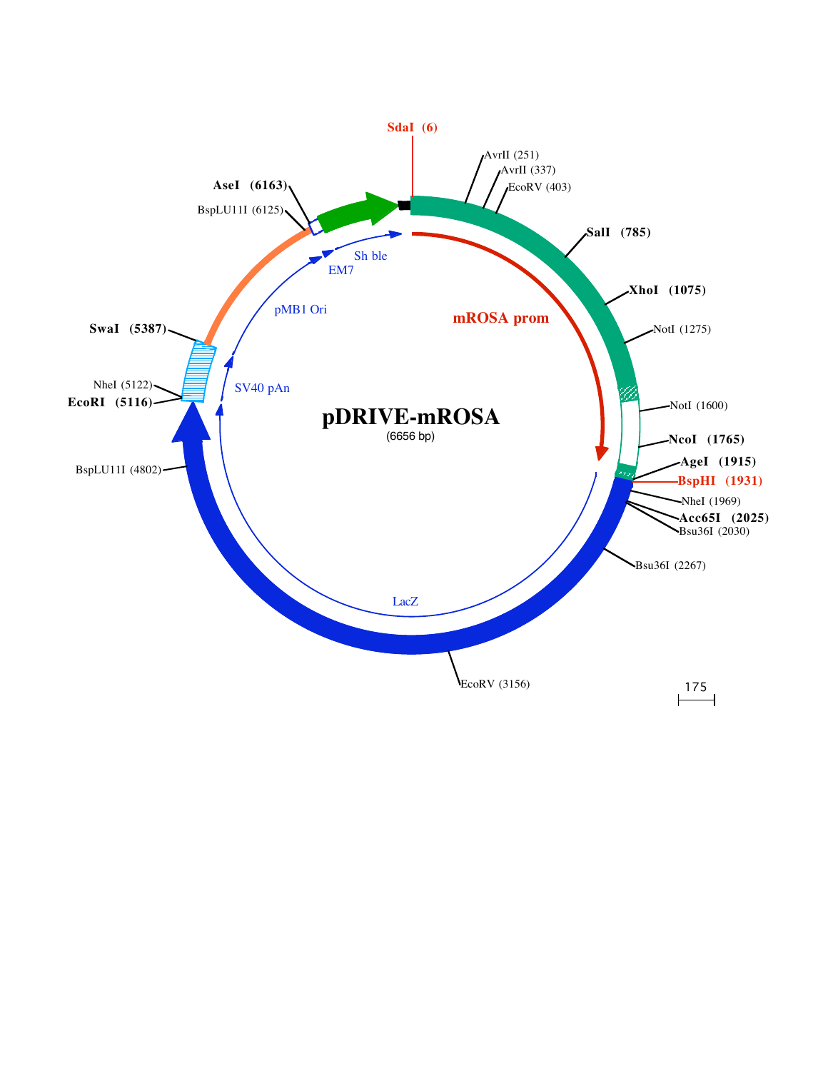# pDRIVE-mROSA

(6656 bp)

SdaI (6)

AvrII (251)

AvrII (337)

EcoRV (403)

SalI (785)

XhoI (1075)

NotI (1275)

NotI (1600)

NcoI (1765)

AgeI (1915)

BspHI (1931)

NheI (1969)

Acc65I (2025)

Bsu36I (2030)

Bsu36I (2267)

EcoRV (3156)

BspLU11I (4802)

EcoRI (5116)

NheI (5122)

SwaI (5387)

BspLU11I (6125)

AseI (6163)

mROSA prom

LacZ

SV40 pAn

pMB1 Ori

EM7

Sh ble

175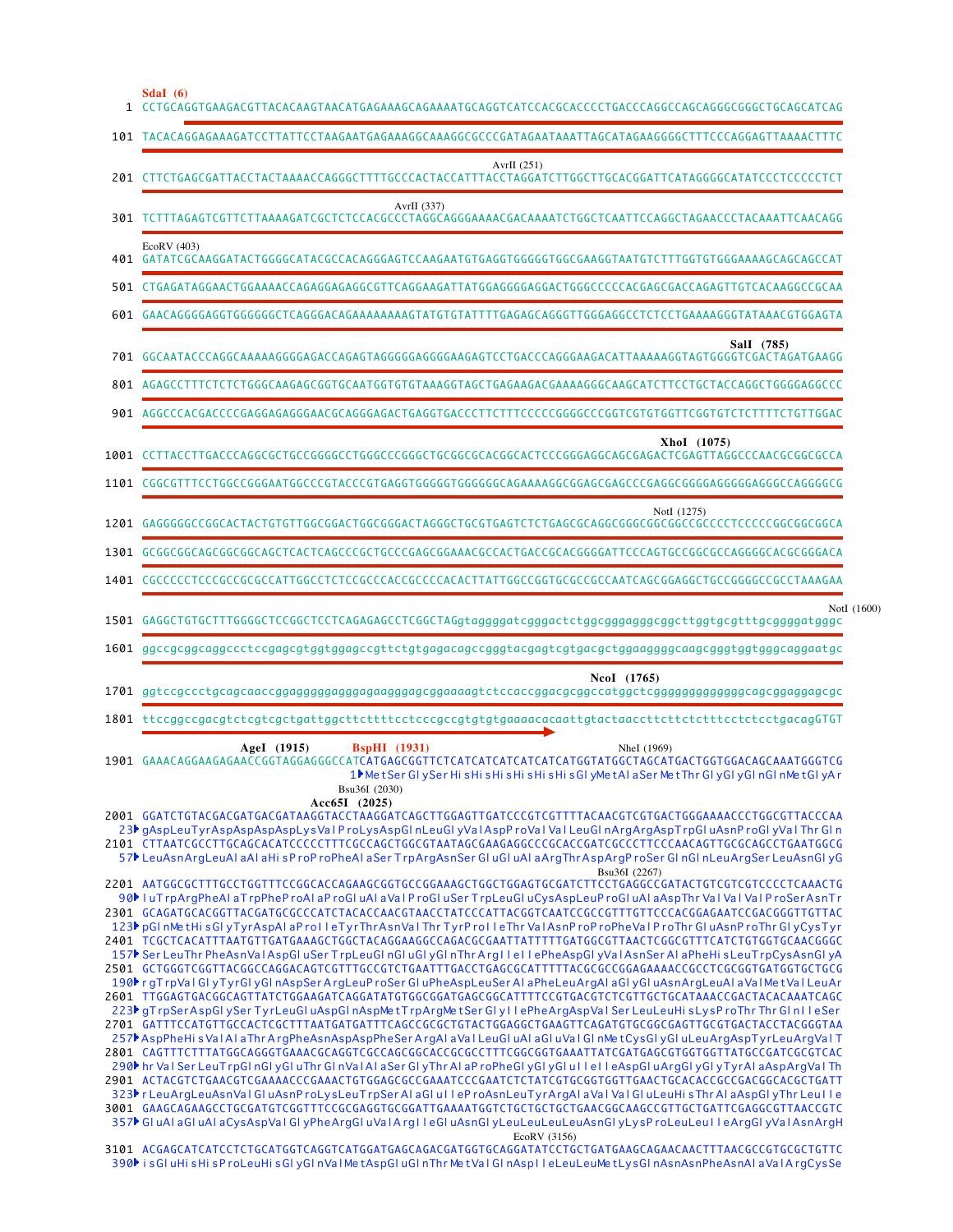```
SdaI (6)
   1 CCTGCAGGTGAAGACGTTACACAAGTAACATGAGAAAGCAGAAAATGCAGGTCATCCACGCACCCCTGACCCAGGCCAGCAGGGCGGGCTGCAGCATCAG

 101 TACACAGGAGAAAGATCCTTATTCCTAAGAATGAGAAAGGCAAAGGCGCCCGATAGAATAAATTAGCATAGAAGGGGCTTTCCCAGGAGTTAAAACTTTC

                                                                  AvrII (251)
 201 CTTCTGAGCGATTACCTACTAAAACCAGGGCTTTTGCCCACTACCATTTACCTAGGATCTTGGCTTGCACGGATTCATAGGGGCATATCCCTCCCCCTCT

                                                AvrII (337)
 301 TCTTTAGAGTCGTTCTTAAAAGATCGCTCTCCACGCCCTAGGCAGGGAAAACGACAAAATCTGGCTCAATTCCAGGCTAGAACCCTACAAATTCAACAGG

     EcoRV (403)
 401 GATATCGCAAGGATACTGGGGCATACGCCACAGGGAGTCCAAGAATGTGAGGTGGGGGTGGCGAAGGTAATGTCTTTGGTGTGGGAAAAGCAGCAGCCAT

 501 CTGAGATAGGAACTGGAAAACCAGAGGAGAGGCGTTCAGGAAGATTATGGAGGGGAGGACTGGCCCCCCACGAGCGACCAGAGTTGTCACAAGGCCGCAA

 601 GAACAGGGGAGGTGGGGGGCTCAGGGACAGAAAAAAAAGTATGTGTATTTTGAGAGCAGGGTTGGGAGGCCTCTCCTGAAAAGGGTATAAACGTGGAGTA

                                                                                                SalI (785)
 701 GGCAATACCCAGGCAAAAAGGGGAGACCAGAGTAGGGGGAGGGGAAGAGTCCTGACCCAGGGAAGACATTAAAAAGGTAGTGGGGTCGACTAGATGAAGG

 801 AGAGCCTTTCTCTCTGGGCAAGAGCGGTGCAATGGTGTGTAAAGGTAGCTGAGAAGACGAAAAGGGCAAGCATCTTCCTGCTACCAGGCTGGGGAGGCCC

 901 AGGCCCACGACCCCGAGGAGAGGGAACGCAGGGAGACTGAGGTGACCCTTCTTTCCCCCGGGGCCCGGTCGTGTGGTTCGGTGTCTCTTTTCTGTTGGAC

                                                                                      XhoI (1075)
1001 CCTTACCTTGACCCAGGCGCTGCCGGGGCCTGGGCCCGGGCTGCGGCGCACGGCACTCCCGGGAGGCAGCGAGACTCGAGTTAGGCCCAACGCGGCGCCA

1101 CGGCGTTTCCTGGCCGGGAATGGCCCGTACCCGTGAGGTGGGGGTGGGGGGCAGAAAAGGCGGAGCGAGCCCGAGGCGGGGAGGGGGAGGGCCAGGGGCG

                                                                   NotI (1275)
1201 GAGGGGGCCGGCACTACTGTGTTGGCGGACTGGCGGGACTAGGGCTGCGTGAGTCTCTGAGCGCAGGCGGGCGGCGGCCGCCCCTCCCCCGGCGGCGGCA

1301 GCGGCGGCAGCGGCGGCAGCTCACTCAGCCCGCTGCCCGAGCGGAAACGCCACTGACCGCACGGGGATTCCCAGTGCCGGCGCCAGGGGCACGCGGGACA

1401 CGCCCCCTCCCGCCGCGCCATTGGCCTCTCCGCCCACCGCCCCACACTTATTGGCCGGTGCGCCGCCAATCAGCGGAGGCTGCCGGGGCCGCCTAAAGAA

                                                                                                     NotI (1600)
1501 GAGGCTGTGCTTTGGGGCTCCGGCTCCTCAGAGAGCCTCGGCTAGgtaggggatcgggactctggcgggagggcggcttggtgcgtttgcggggatgggc

1601 ggccgcggcaggccctccgagcgtggtggagccgttctgtgagacagccgggtacgagtcgtgacgctggaaggggcaagcgggtggtgggcaggaatgc

                                                                  NcoI (1765)
1701 ggtccgccctgcagcaaccggagggggagggagaagggagcggaaaagtctccaccggacgcggccatggctcggggggggggggcagcggaggagcgc

1801 ttccggccgacgtctcgtcgctgattggcttcttttcctcccgccgtgtgtgaaaacacaattgtactaaccttcttctctttcctctcctgacagGTGT

                    AgeI (1915)         BspHI (1931)                          NheI (1969)
1901 GAAACAGGAAGAGAACCGGTAGGAGGGCCATCATGAGCGGTTCTCATCATCATCATCATCATGGTATGGCTAGCATGACTGGTGGACAGCAAATGGGTCG
                                        1▶MetSerGlySerHisHisHisHisHisHisGlyMetAlaSerMetThrGlyGlyGlnMetGlyAr
                                Bsu36I (2030)
                          Acc65I (2025)
2001 GGATCTGTACGACGATGACGATAAGGTACCTAAGGATCAGCTTGGAGTTGATCCCGTCGTTTTACAACGTCGTGACTGGGAAAACCCTGGCGTTACCCAA
  23▶gAspLeuTyrAspAspAspAspLysValProLysAspGlnLeuGlyValAspProValValLeuGlnArgArgAspTrpGluAsnProGlyValThrGln
2101 CTTAATCGCCTTGCAGCACATCCCCCTTTCGCCAGCTGGCGTAATAGCGAAGAGGCCCGCACCGATCGCCCTTCCCAACAGTTGCGCAGCCTGAATGGCG
  57▶LeuAsnArgLeuAlaAlaHisProProPheAlaSerTrpArgAsnSerGluGluAlaArgThrAspArgProSerGlnGlnLeuArgSerLeuAsnGlyG
                                                                              Bsu36I (2267)
2201 AATGGCGCTTTGCCTGGTTTCCGGCACCAGAAGCGGTGCCGGAAAGCTGGCTGGAGTGCGATCTTCCTGAGGCCGATACTGTCGTCGTCCCCTCAAACTG
  90▶luTrpArgPheAlaTrpPheProAlaProGluAlaValProGluSerTrpLeuGluCysAspLeuProGluAlaAspThrValValValProSerAsnTr
2301 GCAGATGCACGGTTACGATGCGCCCATCTACACCAACGTAACCTATCCCATTACGGTCAATCCGCCGTTTGTTCCCACGGAGAATCCGACGGGTTGTTAC
 123▶pGlnMetHisGlyTyrAspAlaProIleTyrThrAsnValThrTyrProIleThrValAsnProProPheValProThrGluAsnProThrGlyCysTyr
2401 TCGCTCACATTTAATGTTGATGAAAGCTGGCTACAGGAAGGCCAGACGCGAATTATTTTTGATGGCGTTAACTCGGCGTTTCATCTGTGGTGCAACGGGC
 157▶SerLeuThrPheAsnValAspGluSerTrpLeuGlnGluGlyGlnThrArgIleIlePheAspGlyValAsnSerAlaPheHisLeuTrpCysAsnGlyA
2501 GCTGGGTCGGTTACGGCCAGGACAGTCGTTTGCCGTCTGAATTTGACCTGAGCGCATTTTTACGCGCCGGAGAAAACCGCCTCGCGGTGATGGTGCTGCG
 190▶rgTrpValGlyTyrGlyGlnAspSerArgLeuProSerGluPheAspLeuSerAlaPheLeuArgAlaGlyGluAsnArgLeuAlaValMetValLeuAr
2601 TTGGAGTGACGGCAGTTATCTGGAAGATCAGGATATGTGGCGGATGAGCGGCATTTTCCGTGACGTCTCGTTGCTGCATAAACCGACTACACAAATCAGC
 223▶gTrpSerAspGlySerTyrLeuGluAspGlnAspMetTrpArgMetSerGlyIlePheArgAspValSerLeuLeuHisLysProThrThrGlnIleSer
2701 GATTTCCATGTTGCCACTCGCTTTAATGATGATTTCAGCCGCGCTGTACTGGAGGCTGAAGTTCAGATGTGCGGCGAGTTGCGTGACTACCTACGGGTAA
 257▶AspPheHisValAlaThrArgPheAsnAspAspPheSerArgAlaValLeuGluAlaGluValGlnMetCysGlyGluLeuArgAspTyrLeuArgValT
2801 CAGTTTCTTTATGGCAGGGTGAAACGCAGGTCGCCAGCGGCACCGCGCCTTTCGGCGGTGAAATTATCGATGAGCGTGGTGGTTATGCCGATCGCGTCAC
 290▶hrValSerLeuTrpGlnGlyGluThrGlnValAlaSerGlyThrAlaProPheGlyGlyGluIleIleAspGluArgGlyGlyTyrAlaAspArgValTh
2901 ACTACGTCTGAACGTCGAAAACCCGAAACTGTGGAGCGCCGAAATCCCGAATCTCTATCGTGCGGTGGTTGAACTGCACACCGCCGACGGCACGCTGATT
 323▶rLeuArgLeuAsnValGluAsnProLysLeuTrpSerAlaGluIleProAsnLeuTyrArgAlaValValGluLeuHisThrAlaAspGlyThrLeuIle
3001 GAAGCAGAAGCCTGCGATGTCGGTTTCCGCGAGGTGCGGATTGAAAATGGTCTGCTGCTGCTGAACGGCAAGCCGTTGCTGATTCGAGGCGTTAACCGTC
 357▶GluAlaGluAlaCysAspValGlyPheArgGluValArgIleGluAsnGlyLeuLeuLeuLeuAsnGlyLysProLeuLeuIleArgGlyValAsnArgH
                                                                    EcoRV (3156)
3101 ACGAGCATCATCCTCTGCATGGTCAGGTCATGGATGAGCAGACGATGGTGCAGGATATCCTGCTGATGAAGCAGAACAACTTTAACGCCGTGCGCTGTTC
 390▶isGluHisHisProLeuHisGlyGlnValMetAspGluGlnThrMetValGlnAspIleLeuLeuMetLysGlnAsnAsnPheAsnAlaValArgCysSe
```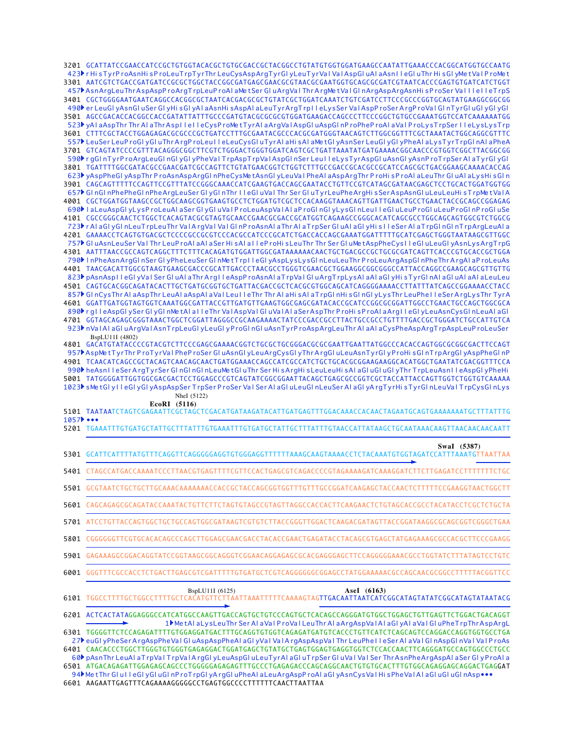```
3201  GCATTATCCGAACCATCCGCTGTGGTACACGCTGTGCGACCGCTACGGCCTGTATGTGGTGGATGAAGCCAATATTGAAACCCACGGCATGGTGCCAATG
 423▶ rHisProAsnHisProLeuTrpTyrThrLeuCysAspArgTyrGlyLeuTyrValValAspGluAlaAsnIleGluThrHisGlyMetValProMet
3301  AATCGTCTGACCGATGATCCGCGCTGGCTACCGGCGATGAGCGAACGCGTAACGCGAATGGTGCAGCGCGATCGTAATCACCCGAGTGTGATCATCTGGT
 457▶ AsnArgLeuThrAspAspProArgTrpLeuProAlaMetSerGluArgValThrArgMetValGlnArgAspArgAsnHisProSerValIleIleTrpS
3401  CGCTGGGGAATGAATCAGGCCACGGCGCTAATCACGACGCGCTGTATCGCTGGATCAAATCTGTCGATCCTTCCCGCCCGGTGCAGTATGAAGGCGGCGG
 490▶ erLeuGlyAsnGluSerGlyHisGlyAlaAsnHisAspAlaLeuTyrArgTrpIleLysSerValAspProSerArgProValGlnTyrGluGlyGlyGl
3501  AGCCGACACCACGGCCACCGATATTATTTGCCCGATGTACGCGCGCGTGGATGAAGACCAGCCCTTCCCGGCTGTGCCGAAATGGTCCATCAAAAAATGG
 523▶ yAlaAspThrThrAlaThrAspIleIleCysProMetTyrAlaArgValAspGluAspGlnProPheProAlaValProLysTrpSerIleLysLysTrp
3601  CTTTCGCTACCTGGAGAGACGCGCCCGCTGATCCTTTGCGAATACGCCCACGCGATGGGTAACAGTCTTGGCGGTTTCGCTAAATACTGGCAGGCGTTTC
 557▶ LeuSerLeuProGlyGluThrArgProLeuIleLeuCysGluTyrAlaHisAlaMetGlyAsnSerLeuGlyGlyPheAlaLysTyrTrpGlnAlaPheA
3701  GTCAGTATCCCCGTTTACAGGGCGGCTTCGTCTGGGACTGGGTGGATCAGTCGCTGATTAAATATGATGAAAACGGCAACCCGTGGTCGGCTTACGGCGG
 590▶ rgGlnTyrProArgLeuGlnGlyGlyPheValTrpAspTrpValAspGlnSerLeuIleLysTyrAspGluAsnGlyAsnProTrpSerAlaTyrGlyGl
3801  TGATTTTGGCGATACGCCGAACGATCGCCAGTTCTGTATGAACGGTCTGGTCTTTGCCGACCGCACGCCGCATCCAGCGCTGACGGAAGCAAAACACCAG
 623▶ yAspPheGlyAspThrProAsnAspArgGlnPheCysMetAsnGlyLeuValPheAlaAspArgThrProHisProAlaLeuThrGluAlaLysHisGln
3901  CAGCAGTTTTTCCAGTTCCGTTTATCCGGGCAAACCATCGAAGTGACCAGCGAATACCTGTTCCGTCATAGCGATAACGAGCTCCTGCACTGGATGGTGG
 657▶ GlnGlnPhePheGlnPheArgLeuSerGlyGlnThrIleGluValThrSerGluTyrLeuPheArgHisSerAspAsnGluLeuLeuHisTrpMetValA
4001  CGCTGGATGGTAAGCCGCTGGCAAGCGGTGAAGTGCCTCTGGATGTCGCTCCACAAGGTAAACAGTTGATTGAACTGCCTGAACTACCGCAGCCGGAGAG
 690▶ laLeuAspGlyLysProLeuAlaSerGlyGluValProLeuAspValAlaProGlnGlyLysGlnLeuIleGluLeuProGluLeuProGlnProGluSe
4101  CGCCGGGCAACTCTGGCTCACAGTACGCGTAGTGCAACCGAACGCGACCGCATGGTCAGAAGCCGGGCACATCAGCGCCTGGCAGCAGTGGCGTCTGGCG
 723▶ rAlaGlyGlnLeuTrpLeuThrValArgValValGlnProAsnAlaThrAlaTrpSerGluAlaGlyHisIleSerAlaTrpGlnGlnTrpArgLeuAla
4201  GAAAACCTCAGTGTGACGCTCCCCGCCGCGTCCCACGCCATCCCGCATCTGACCACCAGCGAAATGGATTTTTGCATCGAGCTGGGTAATAAGCGTTGGC
 757▶ GluAsnLeuSerValThrLeuProAlaAlaSerHisAlaIleProHisLeuThrThrSerGluMetAspPheCysIleGluLeuGlyAsnLysArgTrpG
4301  AATTTAACCGCCAGTCAGGCTTTCTTTCACAGATGTGGATTGGCGATAAAAAACAACTGCTGACGCCGCTGCGCGATCAGTTCACCCGTGCACCGCTGGA
 790▶ lnPheAsnArgGlnSerGlyPheLeuSerGlnMetTrpIleGlyAspLysLysGlnLeuLeuThrProLeuArgAspGlnPheThrArgAlaProLeuAs
4401  TAACGACATTGGCGTAAGTGAAGCGACCCGCATTGACCCTAACGCCTGGGTCGAACGCTGGAAGGCGGCGGGCCATTACCAGGCCGAAGCAGCGTTGTTG
 823▶ pAsnAspIleGlyValSerGluAlaThrArgIleAspProAsnAlaTrpValGluArgTrpLysAlaAlaGlyHisTyrGlnAlaGluAlaAlaLeuLeu
4501  CAGTGCACGGCAGATACACTTGCTGATGCGGTGCTGATTACGACCGCTCACGCGTGGCAGCATCAGGGGAAAACCTTATTTATCAGCCGGAAAACCTACC
 857▶ GlnCysThrAlaAspThrLeuAlaAspAlaValLeuIleThrThrAlaHisAlaTrpGlnHisGlnGlyLysThrLeuPheIleSerArgLysThrTyrA
4601  GGATTGATGGTAGTGGTCAAATGGCGATTACCGTTGATGTTGAAGTGGCGAGCGATACACCGCATCCGGCGCGGATTGGCCTGAACTGCCAGCTGGCGCA
 890▶ rgIleAspGlySerGlyGlnMetAlaIleThrValAspValGluValAlaSerAspThrProHisProAlaArgIleGlyLeuAsnCysGlnLeuAlaGl
4701  GGTAGCAGAGCGGGTAAACTGGCTCGGATTAGGGCCGCAAGAAAACTATCCCGACCGCCTTACTGCCGCCTGTTTTGACCGCTGGGATCTGCCATTGTCA
 923▶ nValAlaGluArgValAsnTrpLeuGlyLeuGlyProGlnGluAsnTyrProAspArgLeuThrAlaAlaCysPheAspArgTrpAspLeuProLeuSer
      BspLU11I (4802)
4801  GACATGTATACCCCGTACGTCTTCCCGAGCGAAAACGGTCTGCGCTGCGGGACGCGCGAATTGAATTATGGCCCACACCAGTGGCGCGGCGACTTCCAGT
 957▶ AspMetTyrThrProTyrValPheProSerGluAsnGlyLeuArgCysGlyThrArgGluLeuAsnTyrGlyProHisGlnTrpArgGlyAspPheGlnP
4901  TCAACATCAGCCGCTACAGTCAACAGCAACTGATGGAAACCAGCCATCGCCATCTGCTGCACGCGGAAGAAGGCACATGGCTGAATATCGACGGTTTCCA
 990▶ heAsnIleSerArgTyrSerGlnGlnGlnLeuMetGluThrSerHisArgHisLeuLeuHisAlaGluGluGlyThrTrpLeuAsnIleAspGlyPheHi
5001  TATGGGGATTGGTGGCGACGACTCCTGGAGCCCGTCAGTATCGGCGGAATTACAGCTGAGCGCCGGTCGCTACCATTACCAGTTGGTCTGGTGTCAAAAA
1023▶ sMetGlyIleGlyGlyAspAspSerTrpSerProSerValSerAlaGluLeuGlnLeuSerAlaGlyArgTyrHisTyrGlnLeuValTrpCysGlnLys
                         NheI (5122)
             EcoRI (5116)
5101  TAATAATCTAGTCGAGAATTCGCTAGCTCGACATGATAAGATACATTGATGAGTTTGGACAAACCACAACTAGAATGCAGTGAAAAAAATGCTTTATTTG
1057▶ •••
5201  TGAAATTTGTGATGCTATTGCTTTATTTGTGAAATTTGTGATGCTATTGCTTTATTTGTAACCATTATAAGCTGCAATAAACAAGTTAACAACAACAATT
                                                                                             SwaI (5387)
5301  GCATTCATTTTATGTTTCAGGTTCAGGGGGAGGTGTGGGAGGTTTTTTAAAGCAAGTAAAACCTCTACAAATGTGGTAGATCCATTTAAATGTTAATTAA
5401  CTAGCCATGACCAAAATCCCTTAACGTGAGTTTTCGTTCCACTGAGCGTCAGACCCCGTAGAAAAGATCAAAGGATCTTCTTGAGATCCTTTTTTTCTGC
5501  GCGTAATCTGCTGCTTGCAAACAAAAAAACCACCGCTACCAGCGGTGGTTTGTTTGCCGGATCAAGAGCTACCAACTCTTTTTCCGAAGGTAACTGGCTT
5601  CAGCAGAGCGCAGATACCAAATACTGTTCTTCTAGTGTAGCCGTAGTTAGGCCACCACTTCAAGAACTCTGTAGCACCGCCTACATACCTCGCTCTGCTA
5701  ATCCTGTTACCAGTGGCTGCTGCCAGTGGCGATAAGTCGTGTCTTACCGGGTTGGACTCAAGACGATAGTTACCGGATAAGGCGCAGCGGTCGGGCTGAA
5801  CGGGGGGTTCGTGCACACAGCCCAGCTTGGAGCGAACGACCTACACCGAACTGAGATACCTACAGCGTGAGCTATGAGAAAGCGCCACGCTTCCCGAAGG
5901  GAGAAAGGCGGACAGGTATCCGGTAAGCGGCAGGGTCGGAACAGGAGAGCGCACGAGGGAGCTTCCAGGGGGAAACGCCTGGTATCTTTATAGTCCTGTC
6001  GGGTTTCGCCACCTCTGACTTGAGCGTCGATTTTTGTGATGCTCGTCAGGGGGGCGGAGCCTATGGAAAAACGCCAGCAACGCGGCCTTTTTACGGTTCC
                               BspLU11I (6125)                      AseI (6163)
6101  TGGCCTTTTGCTGGCCTTTTGCTCACATGTTCTTAATTAAATTTTTCAAAAGTAGTTGACAATTAATCATCGGCATAGTATATCGGCATAGTATAATACG
6201  ACTCACTATAGGAGGGCCATCATGGCCAAGTTGACCAGTGCTGTCCCAGTGCTCACAGCCAGGGATGTGGCTGGAGCTGTTGAGTTCTGGACTGACAGGT
         1▶ MetAlaLysLeuThrSerAlaValProValLeuThrAlaArgAspValAlaGlyAlaValGluPheTrpThrAspArgL
6301  TGGGGTTCTCCAGAGATTTTGTGGAGGATGACTTTGCAGGTGTGGTCAGAGATGATGTCACCCTGTTCATCTCAGCAGTCCAGGACCAGGTGGTGCCTGA
  27▶ euGlyPheSerArgAspPheValGluAspAspPheAlaGlyValValArgAspAspValThrLeuPheIleSerAlaValGlnAspGlnValValProAs
6401  CAACACCCTGGCTTGGGTGTGGGTGAGAGGACTGGATGAGCTGTATGCTGAGTGGAGTGAGGTGGTCTCCACCAACTTCAGGGATGCCAGTGGCCCTGCC
  60▶ pAsnThrLeuAlaTrpValTrpValArgGlyLeuAspGluLeuTyrAlaGluTrpSerGluValValSerThrAsnPheArgAspAlaSerGlyProAla
6501  ATGACAGAGATTGGAGAGCAGCCCTGGGGGAGAGAGTTTGCCCTGAGAGACCCAGCAGGCAACTGTGTGCACTTTGTGGCAGAGGAGCAGGACTGAGGAT
  94▶ MetThrGluIleGlyGluGlnProTrpGlyArgGluPheAlaLeuArgAspProAlaGlyAsnCysValHisPheValAlaGluGluGlnAsp•••
6601  AAGAATTGAGTTTCAGAAAAGGGGGCCTGAGTGGCCCCTTTTTTCAACTTAATTAA
```